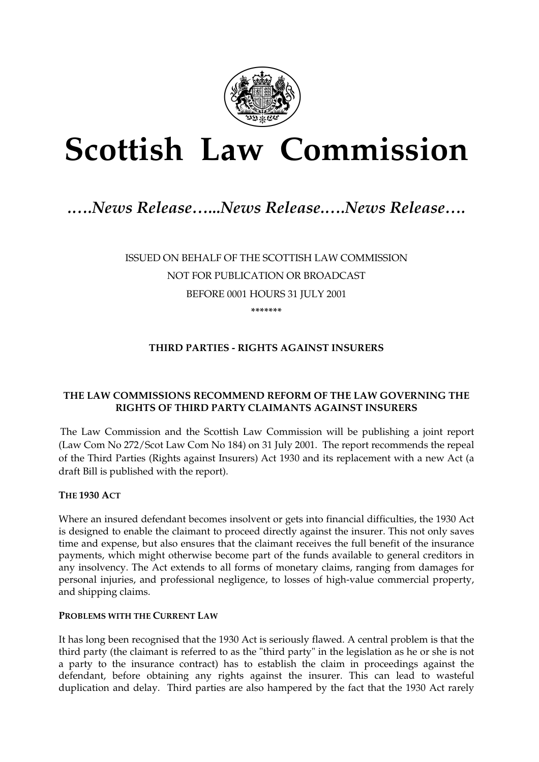# Scottish Law Commission

*…..News Release…...News Release.….News Release….*

ISSUED ON BEHALF OF THE SCOTTISH LAW COMMISSION

NOT FOR PUBLICATION OR BROADCAST

BEFORE 0001 HOURS 31 JULY 2001

*******

## THIRD PARTIES - RIGHTS AGAINST INSURERS

### THE LAW COMMISSIONS RECOMMEND REFORM OF THE LAW GOVERNING THE RIGHTS OF THIRD PARTY CLAIMANTS AGAINST INSURERS

The Law Commission and the Scottish Law Commission will be publishing a joint report (Law Com No 272/Scot Law Com No 184) on 31 July 2001. The report recommends the repeal of the Third Parties (Rights against Insurers) Act 1930 and its replacement with a new Act (a draft Bill is published with the report).

### THE 1930 ACT

Where an insured defendant becomes insolvent or gets into financial difficulties, the 1930 Act is designed to enable the claimant to proceed directly against the insurer. This not only saves time and expense, but also ensures that the claimant receives the full benefit of the insurance payments, which might otherwise become part of the funds available to general creditors in any insolvency. The Act extends to all forms of monetary claims, ranging from damages for personal injuries, and professional negligence, to losses of high-value commercial property, and shipping claims.

### PROBLEMS WITH THE CURRENT LAW

It has long been recognised that the 1930 Act is seriously flawed. A central problem is that the third party (the claimant is referred to as the "third party" in the legislation as he or she is not a party to the insurance contract) has to establish the claim in proceedings against the defendant, before obtaining any rights against the insurer. This can lead to wasteful duplication and delay. Third parties are also hampered by the fact that the 1930 Act rarely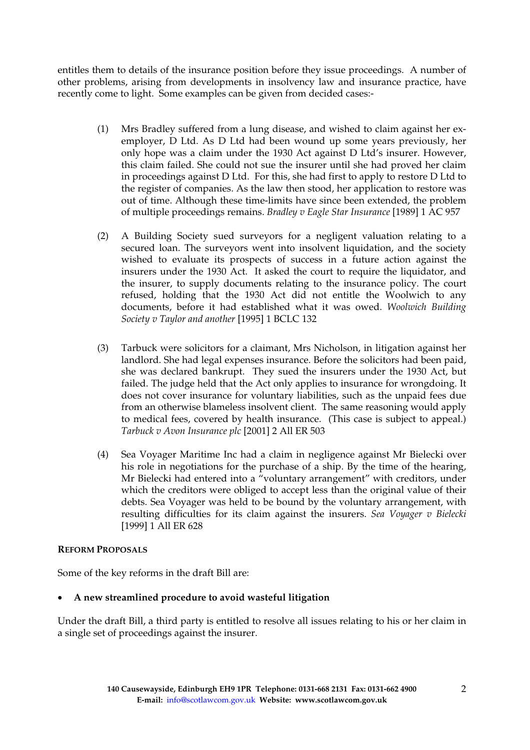entitles them to details of the insurance position before they issue proceedings. A number of other problems, arising from developments in insolvency law and insurance practice, have recently come to light. Some examples can be given from decided cases:-

(1) Mrs Bradley suffered from a lung disease, and wished to claim against her ex-employer, D Ltd. As D Ltd had been wound up some years previously, her only hope was a claim under the 1930 Act against D Ltd's insurer. However, this claim failed. She could not sue the insurer until she had proved her claim in proceedings against D Ltd. For this, she had first to apply to restore D Ltd to the register of companies. As the law then stood, her application to restore was out of time. Although these time-limits have since been extended, the problem of multiple proceedings remains. *Bradley v Eagle Star Insurance* [1989] 1 AC 957

(2) A Building Society sued surveyors for a negligent valuation relating to a secured loan. The surveyors went into insolvent liquidation, and the society wished to evaluate its prospects of success in a future action against the insurers under the 1930 Act. It asked the court to require the liquidator, and the insurer, to supply documents relating to the insurance policy. The court refused, holding that the 1930 Act did not entitle the Woolwich to any documents, before it had established what it was owed. *Woolwich Building Society v Taylor and another* [1995] 1 BCLC 132

(3) Tarbuck were solicitors for a claimant, Mrs Nicholson, in litigation against her landlord. She had legal expenses insurance. Before the solicitors had been paid, she was declared bankrupt. They sued the insurers under the 1930 Act, but failed. The judge held that the Act only applies to insurance for wrongdoing. It does not cover insurance for voluntary liabilities, such as the unpaid fees due from an otherwise blameless insolvent client. The same reasoning would apply to medical fees, covered by health insurance. (This case is subject to appeal.) *Tarbuck v Avon Insurance plc* [2001] 2 All ER 503

(4) Sea Voyager Maritime Inc had a claim in negligence against Mr Bielecki over his role in negotiations for the purchase of a ship. By the time of the hearing, Mr Bielecki had entered into a "voluntary arrangement" with creditors, under which the creditors were obliged to accept less than the original value of their debts. Sea Voyager was held to be bound by the voluntary arrangement, with resulting difficulties for its claim against the insurers. *Sea Voyager v Bielecki* [1999] 1 All ER 628

**REFORM PROPOSALS**

Some of the key reforms in the draft Bill are:

- **A new streamlined procedure to avoid wasteful litigation**

Under the draft Bill, a third party is entitled to resolve all issues relating to his or her claim in a single set of proceedings against the insurer.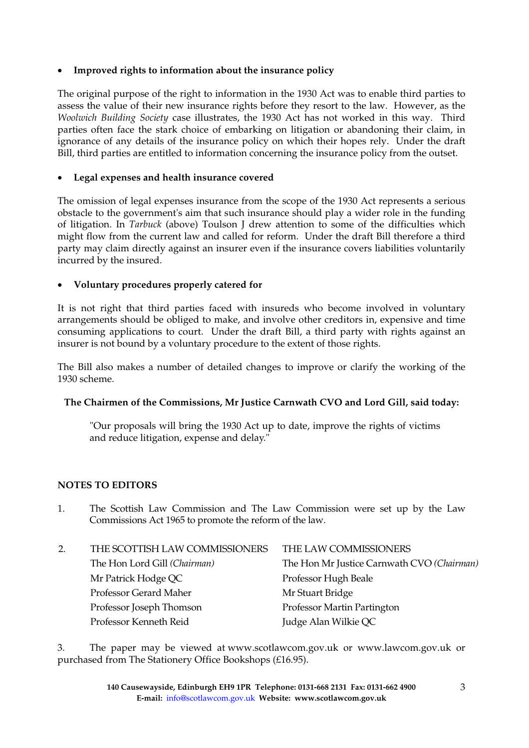- **Improved rights to information about the insurance policy**

The original purpose of the right to information in the 1930 Act was to enable third parties to assess the value of their new insurance rights before they resort to the law. However, as the *Woolwich Building Society* case illustrates, the 1930 Act has not worked in this way. Third parties often face the stark choice of embarking on litigation or abandoning their claim, in ignorance of any details of the insurance policy on which their hopes rely. Under the draft Bill, third parties are entitled to information concerning the insurance policy from the outset.

- **Legal expenses and health insurance covered**

The omission of legal expenses insurance from the scope of the 1930 Act represents a serious obstacle to the government's aim that such insurance should play a wider role in the funding of litigation. In *Tarbuck* (above) Toulson J drew attention to some of the difficulties which might flow from the current law and called for reform. Under the draft Bill therefore a third party may claim directly against an insurer even if the insurance covers liabilities voluntarily incurred by the insured.

- **Voluntary procedures properly catered for**

It is not right that third parties faced with insureds who become involved in voluntary arrangements should be obliged to make, and involve other creditors in, expensive and time consuming applications to court. Under the draft Bill, a third party with rights against an insurer is not bound by a voluntary procedure to the extent of those rights.

The Bill also makes a number of detailed changes to improve or clarify the working of the 1930 scheme.

**The Chairmen of the Commissions, Mr Justice Carnwath CVO and Lord Gill, said today:**

> "Our proposals will bring the 1930 Act up to date, improve the rights of victims and reduce litigation, expense and delay."

## NOTES TO EDITORS

1. The Scottish Law Commission and The Law Commission were set up by the Law Commissions Act 1965 to promote the reform of the law.

2.

| THE SCOTTISH LAW COMMISSIONERS | THE LAW COMMISSIONERS |
|---|---|
| The Hon Lord Gill *(Chairman)* | The Hon Mr Justice Carnwath CVO *(Chairman)* |
| Mr Patrick Hodge QC | Professor Hugh Beale |
| Professor Gerard Maher | Mr Stuart Bridge |
| Professor Joseph Thomson | Professor Martin Partington |
| Professor Kenneth Reid | Judge Alan Wilkie QC |

3. The paper may be viewed at www.scotlawcom.gov.uk or www.lawcom.gov.uk or purchased from The Stationery Office Bookshops (£16.95).

**140 Causewayside, Edinburgh EH9 1PR Telephone: 0131-668 2131 Fax: 0131-662 4900**
**E-mail:** info@scotlawcom.gov.uk **Website: www.scotlawcom.gov.uk**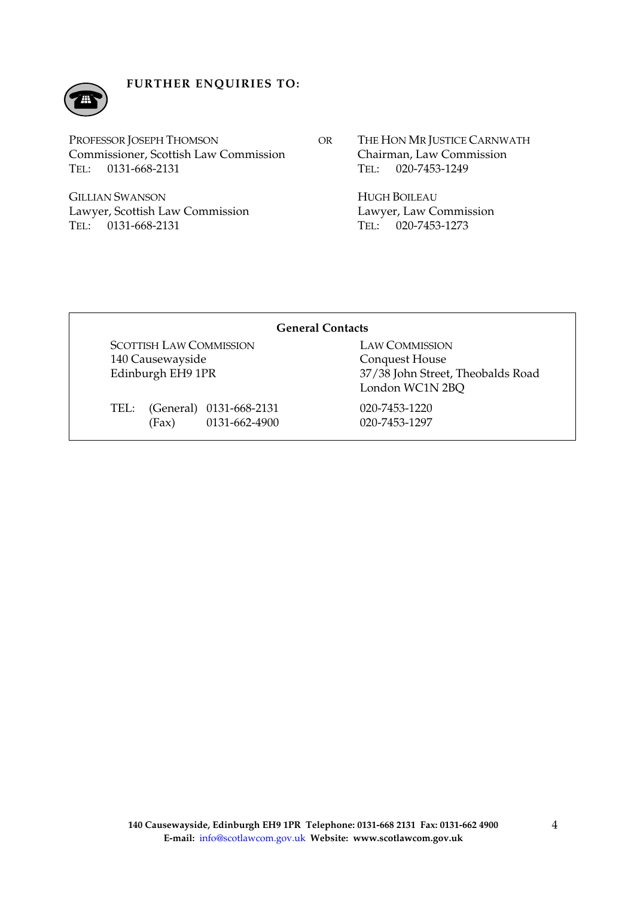**FURTHER ENQUIRIES TO:**

PROFESSOR JOSEPH THOMSON
Commissioner, Scottish Law Commission
TEL: 0131-668-2131

GILLIAN SWANSON
Lawyer, Scottish Law Commission
TEL: 0131-668-2131

OR

THE HON MR JUSTICE CARNWATH
Chairman, Law Commission
TEL: 020-7453-1249

HUGH BOILEAU
Lawyer, Law Commission
TEL: 020-7453-1273

**General Contacts**

| | | | |
|---|---|---|---|
| SCOTTISH LAW COMMISSION<br>140 Causewayside<br>Edinburgh EH9 1PR | | | LAW COMMISSION<br>Conquest House<br>37/38 John Street, Theobalds Road<br>London WC1N 2BQ |
| TEL: | (General) | 0131-668-2131 | 020-7453-1220 |
| | (Fax) | 0131-662-4900 | 020-7453-1297 |

**140 Causewayside, Edinburgh EH9 1PR Telephone: 0131-668 2131 Fax: 0131-662 4900**
**E-mail:** info@scotlawcom.gov.uk **Website: www.scotlawcom.gov.uk**